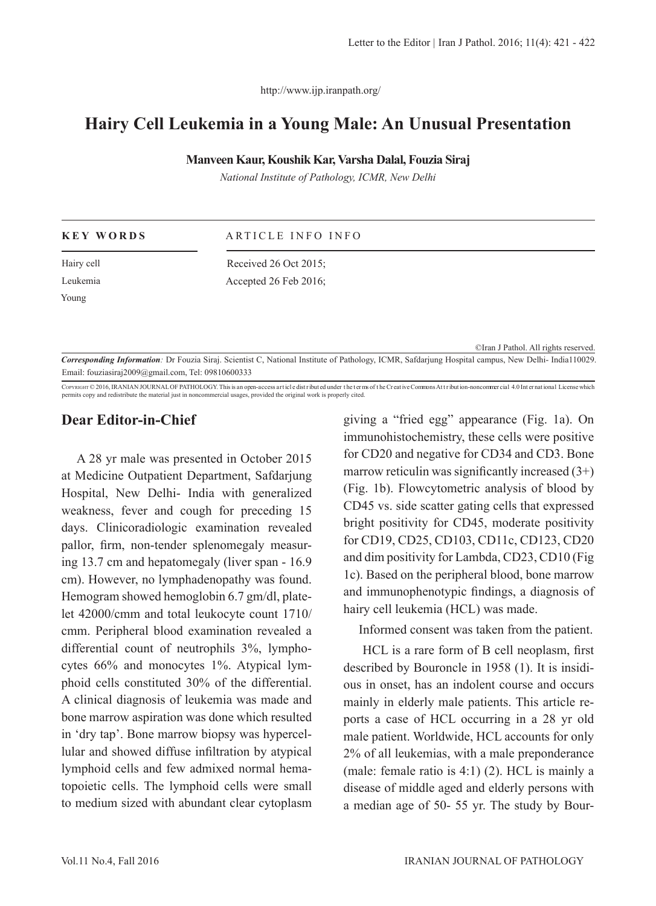http://www.ijp.iranpath.org/

# Hairy Cell Leukemia in a Young Male: An Unusual Presentation

**Manveen Kaur, Koushik Kar, Varsha Dalal, Fouzia Siraj**

*National Institute of Pathology, ICMR, New Delhi*

| KEY WORDS | ARTICLE INFO INFO |
|---|---|
| Hairy cell | Received 26 Oct 2015; |
| Leukemia | Accepted 26 Feb 2016; |
| Young | |

©Iran J Pathol. All rights reserved.

***Corresponding Information:*** Dr Fouzia Siraj. Scientist C, National Institute of Pathology, ICMR, Safdarjung Hospital campus, New Delhi- India110029. Email: fouziasiraj2009@gmail.com, Tel: 09810600333

COPYRIGHT © 2016, IRANIAN JOURNAL OF PATHOLOGY. This is an open-access article distributed under the terms of the Creative Commons Attribution-noncommercial 4.0 International License which permits copy and redistribute the material just in noncommercial usages, provided the original work is properly cited.

## Dear Editor-in-Chief

A 28 yr male was presented in October 2015 at Medicine Outpatient Department, Safdarjung Hospital, New Delhi- India with generalized weakness, fever and cough for preceding 15 days. Clinicoradiologic examination revealed pallor, firm, non-tender splenomegaly measuring 13.7 cm and hepatomegaly (liver span - 16.9 cm). However, no lymphadenopathy was found. Hemogram showed hemoglobin 6.7 gm/dl, platelet 42000/cmm and total leukocyte count 1710/cmm. Peripheral blood examination revealed a differential count of neutrophils 3%, lymphocytes 66% and monocytes 1%. Atypical lymphoid cells constituted 30% of the differential. A clinical diagnosis of leukemia was made and bone marrow aspiration was done which resulted in 'dry tap'. Bone marrow biopsy was hypercellular and showed diffuse infiltration by atypical lymphoid cells and few admixed normal hematopoietic cells. The lymphoid cells were small to medium sized with abundant clear cytoplasm giving a "fried egg" appearance (Fig. 1a). On immunohistochemistry, these cells were positive for CD20 and negative for CD34 and CD3. Bone marrow reticulin was significantly increased (3+) (Fig. 1b). Flowcytometric analysis of blood by CD45 vs. side scatter gating cells that expressed bright positivity for CD45, moderate positivity for CD19, CD25, CD103, CD11c, CD123, CD20 and dim positivity for Lambda, CD23, CD10 (Fig 1c). Based on the peripheral blood, bone marrow and immunophenotypic findings, a diagnosis of hairy cell leukemia (HCL) was made.

Informed consent was taken from the patient.

HCL is a rare form of B cell neoplasm, first described by Bouroncle in 1958 (1). It is insidious in onset, has an indolent course and occurs mainly in elderly male patients. This article reports a case of HCL occurring in a 28 yr old male patient. Worldwide, HCL accounts for only 2% of all leukemias, with a male preponderance (male: female ratio is 4:1) (2). HCL is mainly a disease of middle aged and elderly persons with a median age of 50- 55 yr. The study by Bour-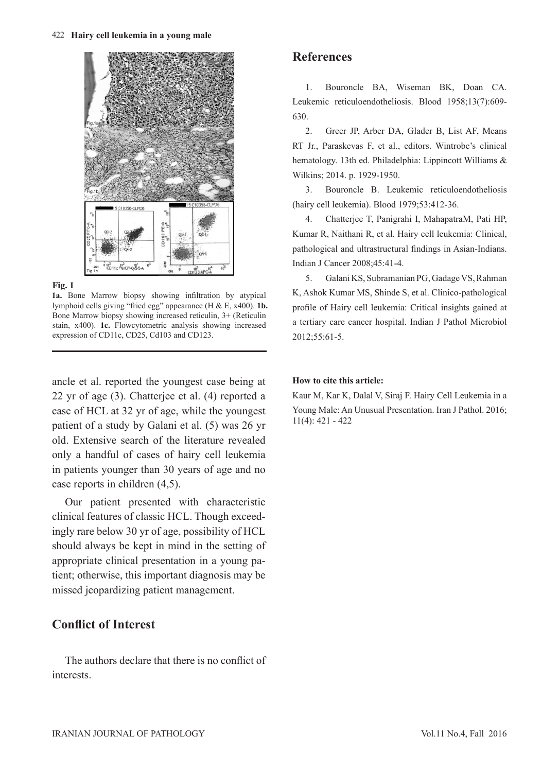**Fig. 1**

**1a.** Bone Marrow biopsy showing infiltration by atypical lymphoid cells giving "fried egg" appearance (H & E, x400). **1b.** Bone Marrow biopsy showing increased reticulin, 3+ (Reticulin stain, x400). **1c.** Flowcytometric analysis showing increased expression of CD11c, CD25, Cd103 and CD123.

ancle et al. reported the youngest case being at 22 yr of age (3). Chatterjee et al. (4) reported a case of HCL at 32 yr of age, while the youngest patient of a study by Galani et al. (5) was 26 yr old. Extensive search of the literature revealed only a handful of cases of hairy cell leukemia in patients younger than 30 years of age and no case reports in children (4,5).

Our patient presented with characteristic clinical features of classic HCL. Though exceedingly rare below 30 yr of age, possibility of HCL should always be kept in mind in the setting of appropriate clinical presentation in a young patient; otherwise, this important diagnosis may be missed jeopardizing patient management.

## Conflict of Interest

The authors declare that there is no conflict of interests.

## References

1. Bouroncle BA, Wiseman BK, Doan CA. Leukemic reticuloendotheliosis. Blood 1958;13(7):609-630.

2. Greer JP, Arber DA, Glader B, List AF, Means RT Jr., Paraskevas F, et al., editors. Wintrobe's clinical hematology. 13th ed. Philadelphia: Lippincott Williams & Wilkins; 2014. p. 1929-1950.

3. Bouroncle B. Leukemic reticuloendotheliosis (hairy cell leukemia). Blood 1979;53:412-36.

4. Chatterjee T, Panigrahi I, MahapatraM, Pati HP, Kumar R, Naithani R, et al. Hairy cell leukemia: Clinical, pathological and ultrastructural findings in Asian-Indians. Indian J Cancer 2008;45:41-4.

5. Galani KS, Subramanian PG, Gadage VS, Rahman K, Ashok Kumar MS, Shinde S, et al. Clinico-pathological profile of Hairy cell leukemia: Critical insights gained at a tertiary care cancer hospital. Indian J Pathol Microbiol 2012;55:61-5.

**How to cite this article:**

Kaur M, Kar K, Dalal V, Siraj F. Hairy Cell Leukemia in a Young Male: An Unusual Presentation. Iran J Pathol. 2016; 11(4): 421 - 422